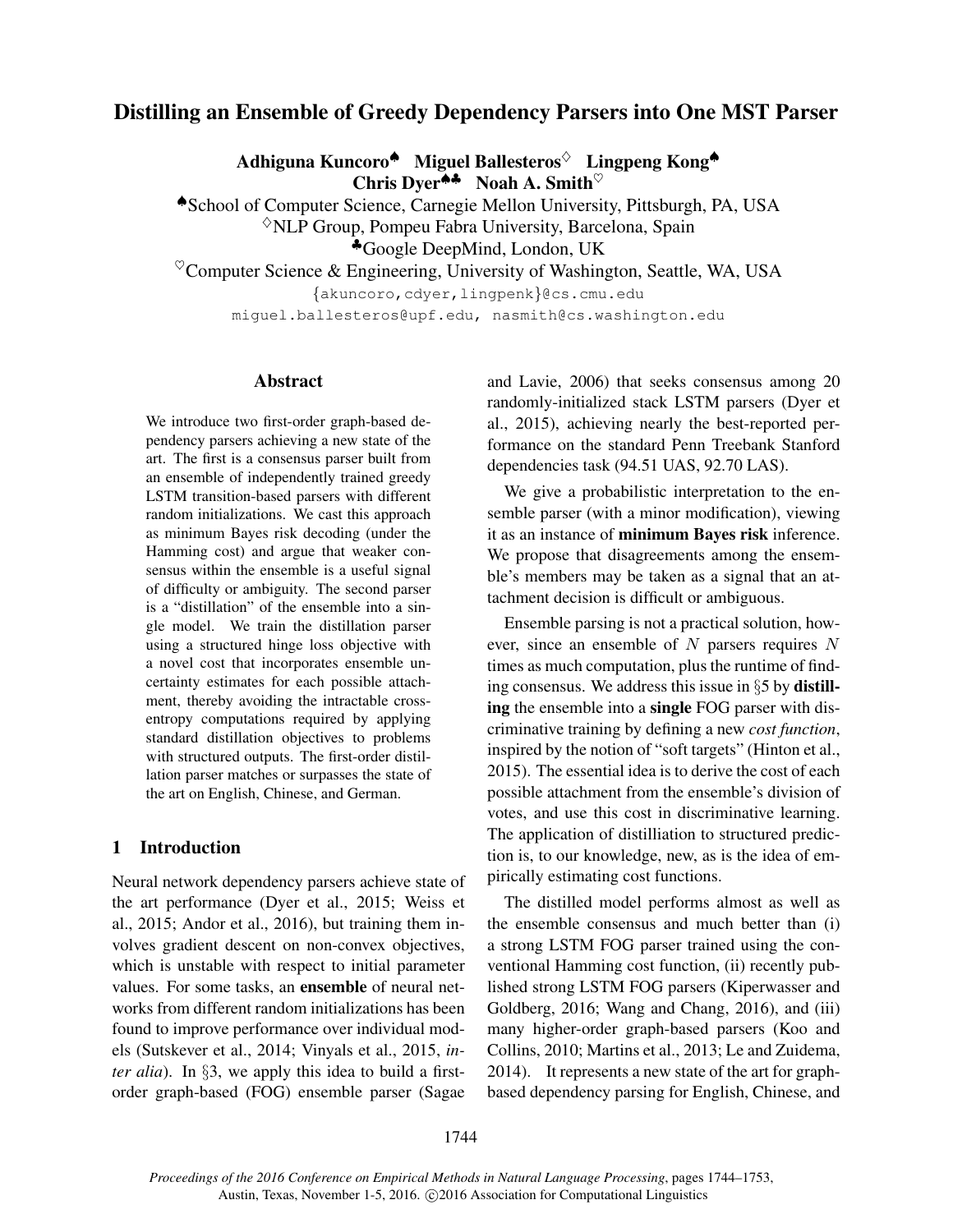# Distilling an Ensemble of Greedy Dependency Parsers into One MST Parser

**Adhiguna Kuncoro[♠] Miguel Ballesteros[♢] Lingpeng Kong[♠]**
**Chris Dyer[♠♣] Noah A. Smith[♡]**

[♠]School of Computer Science, Carnegie Mellon University, Pittsburgh, PA, USA
[♢]NLP Group, Pompeu Fabra University, Barcelona, Spain
[♣]Google DeepMind, London, UK
[♡]Computer Science & Engineering, University of Washington, Seattle, WA, USA

{akuncoro,cdyer,lingpenk}@cs.cmu.edu
miguel.ballesteros@upf.edu, nasmith@cs.washington.edu

## Abstract

We introduce two first-order graph-based dependency parsers achieving a new state of the art. The first is a consensus parser built from an ensemble of independently trained greedy LSTM transition-based parsers with different random initializations. We cast this approach as minimum Bayes risk decoding (under the Hamming cost) and argue that weaker consensus within the ensemble is a useful signal of difficulty or ambiguity. The second parser is a "distillation" of the ensemble into a single model. We train the distillation parser using a structured hinge loss objective with a novel cost that incorporates ensemble uncertainty estimates for each possible attachment, thereby avoiding the intractable cross-entropy computations required by applying standard distillation objectives to problems with structured outputs. The first-order distillation parser matches or surpasses the state of the art on English, Chinese, and German.

## 1 Introduction

Neural network dependency parsers achieve state of the art performance (Dyer et al., 2015; Weiss et al., 2015; Andor et al., 2016), but training them involves gradient descent on non-convex objectives, which is unstable with respect to initial parameter values. For some tasks, an **ensemble** of neural networks from different random initializations has been found to improve performance over individual models (Sutskever et al., 2014; Vinyals et al., 2015, *inter alia*). In §3, we apply this idea to build a first-order graph-based (FOG) ensemble parser (Sagae and Lavie, 2006) that seeks consensus among 20 randomly-initialized stack LSTM parsers (Dyer et al., 2015), achieving nearly the best-reported performance on the standard Penn Treebank Stanford dependencies task (94.51 UAS, 92.70 LAS).

We give a probabilistic interpretation to the ensemble parser (with a minor modification), viewing it as an instance of **minimum Bayes risk** inference. We propose that disagreements among the ensemble's members may be taken as a signal that an attachment decision is difficult or ambiguous.

Ensemble parsing is not a practical solution, however, since an ensemble of $N$ parsers requires $N$ times as much computation, plus the runtime of finding consensus. We address this issue in §5 by **distilling** the ensemble into a **single** FOG parser with discriminative training by defining a new *cost function*, inspired by the notion of "soft targets" (Hinton et al., 2015). The essential idea is to derive the cost of each possible attachment from the ensemble's division of votes, and use this cost in discriminative learning. The application of distillation to structured prediction is, to our knowledge, new, as is the idea of empirically estimating cost functions.

The distilled model performs almost as well as the ensemble consensus and much better than (i) a strong LSTM FOG parser trained using the conventional Hamming cost function, (ii) recently published strong LSTM FOG parsers (Kiperwasser and Goldberg, 2016; Wang and Chang, 2016), and (iii) many higher-order graph-based parsers (Koo and Collins, 2010; Martins et al., 2013; Le and Zuidema, 2014). It represents a new state of the art for graph-based dependency parsing for English, Chinese, and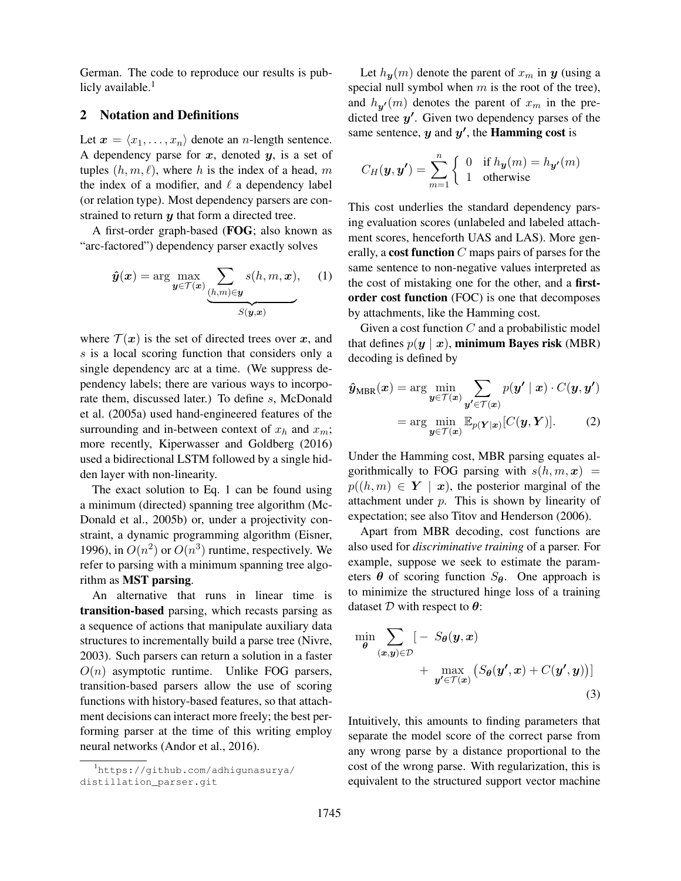German. The code to reproduce our results is publicly available.[1]

## 2 Notation and Definitions

Let $\boldsymbol{x} = \langle x_1, \ldots, x_n \rangle$ denote an $n$-length sentence. A dependency parse for $\boldsymbol{x}$, denoted $\boldsymbol{y}$, is a set of tuples $(h, m, \ell)$, where $h$ is the index of a head, $m$ the index of a modifier, and $\ell$ a dependency label (or relation type). Most dependency parsers are constrained to return $\boldsymbol{y}$ that form a directed tree.

A first-order graph-based (**FOG**; also known as "arc-factored") dependency parser exactly solves

$$\hat{\boldsymbol{y}}(\boldsymbol{x}) = \arg \max_{\boldsymbol{y} \in \mathcal{T}(\boldsymbol{x})} \underbrace{\sum_{(h,m) \in \boldsymbol{y}} s(h, m, \boldsymbol{x})}_{S(\boldsymbol{y}, \boldsymbol{x})}, \quad (1)$$

where $\mathcal{T}(\boldsymbol{x})$ is the set of directed trees over $\boldsymbol{x}$, and $s$ is a local scoring function that considers only a single dependency arc at a time. (We suppress dependency labels; there are various ways to incorporate them, discussed later.) To define $s$, McDonald et al. (2005a) used hand-engineered features of the surrounding and in-between context of $x_h$ and $x_m$; more recently, Kiperwasser and Goldberg (2016) used a bidirectional LSTM followed by a single hidden layer with non-linearity.

The exact solution to Eq. 1 can be found using a minimum (directed) spanning tree algorithm (McDonald et al., 2005b) or, under a projectivity constraint, a dynamic programming algorithm (Eisner, 1996), in $O(n^2)$ or $O(n^3)$ runtime, respectively. We refer to parsing with a minimum spanning tree algorithm as **MST parsing**.

An alternative that runs in linear time is **transition-based** parsing, which recasts parsing as a sequence of actions that manipulate auxiliary data structures to incrementally build a parse tree (Nivre, 2003). Such parsers can return a solution in a faster $O(n)$ asymptotic runtime. Unlike FOG parsers, transition-based parsers allow the use of scoring functions with history-based features, so that attachment decisions can interact more freely; the best performing parser at the time of this writing employ neural networks (Andor et al., 2016).

Let $h_{\boldsymbol{y}}(m)$ denote the parent of $x_m$ in $\boldsymbol{y}$ (using a special null symbol when $m$ is the root of the tree), and $h_{\boldsymbol{y'}}(m)$ denotes the parent of $x_m$ in the predicted tree $\boldsymbol{y'}$. Given two dependency parses of the same sentence, $\boldsymbol{y}$ and $\boldsymbol{y'}$, the **Hamming cost** is

$$C_H(\boldsymbol{y}, \boldsymbol{y'}) = \sum_{m=1}^{n} \begin{cases} 0 & \text{if } h_{\boldsymbol{y}}(m) = h_{\boldsymbol{y'}}(m) \\ 1 & \text{otherwise} \end{cases}$$

This cost underlies the standard dependency parsing evaluation scores (unlabeled and labeled attachment scores, henceforth UAS and LAS). More generally, a **cost function** $C$ maps pairs of parses for the same sentence to non-negative values interpreted as the cost of mistaking one for the other, and a **first-order cost function** (FOC) is one that decomposes by attachments, like the Hamming cost.

Given a cost function $C$ and a probabilistic model that defines $p(\boldsymbol{y} \mid \boldsymbol{x})$, **minimum Bayes risk** (MBR) decoding is defined by

$$\begin{aligned} \hat{\boldsymbol{y}}_{\text{MBR}}(\boldsymbol{x}) &= \arg \min_{\boldsymbol{y} \in \mathcal{T}(\boldsymbol{x})} \sum_{\boldsymbol{y'} \in \mathcal{T}(\boldsymbol{x})} p(\boldsymbol{y'} \mid \boldsymbol{x}) \cdot C(\boldsymbol{y}, \boldsymbol{y'}) \\ &= \arg \min_{\boldsymbol{y} \in \mathcal{T}(\boldsymbol{x})} \mathbb{E}_{p(\boldsymbol{Y} \mid \boldsymbol{x})}[C(\boldsymbol{y}, \boldsymbol{Y})]. \end{aligned} \quad (2)$$

Under the Hamming cost, MBR parsing equates algorithmically to FOG parsing with $s(h, m, \boldsymbol{x}) = p((h, m) \in \boldsymbol{Y} \mid \boldsymbol{x})$, the posterior marginal of the attachment under $p$. This is shown by linearity of expectation; see also Titov and Henderson (2006).

Apart from MBR decoding, cost functions are also used for *discriminative training* of a parser. For example, suppose we seek to estimate the parameters $\boldsymbol{\theta}$ of scoring function $S_{\boldsymbol{\theta}}$. One approach is to minimize the structured hinge loss of a training dataset $\mathcal{D}$ with respect to $\boldsymbol{\theta}$:

$$\min_{\boldsymbol{\theta}} \sum_{(\boldsymbol{x}, \boldsymbol{y}) \in \mathcal{D}} \left[ - S_{\boldsymbol{\theta}}(\boldsymbol{y}, \boldsymbol{x}) + \max_{\boldsymbol{y'} \in \mathcal{T}(\boldsymbol{x})} \left( S_{\boldsymbol{\theta}}(\boldsymbol{y'}, \boldsymbol{x}) + C(\boldsymbol{y'}, \boldsymbol{y}) \right) \right] \quad (3)$$

Intuitively, this amounts to finding parameters that separate the model score of the correct parse from any wrong parse by a distance proportional to the cost of the wrong parse. With regularization, this is equivalent to the structured support vector machine

[1] https://github.com/adhigunasurya/distillation_parser.git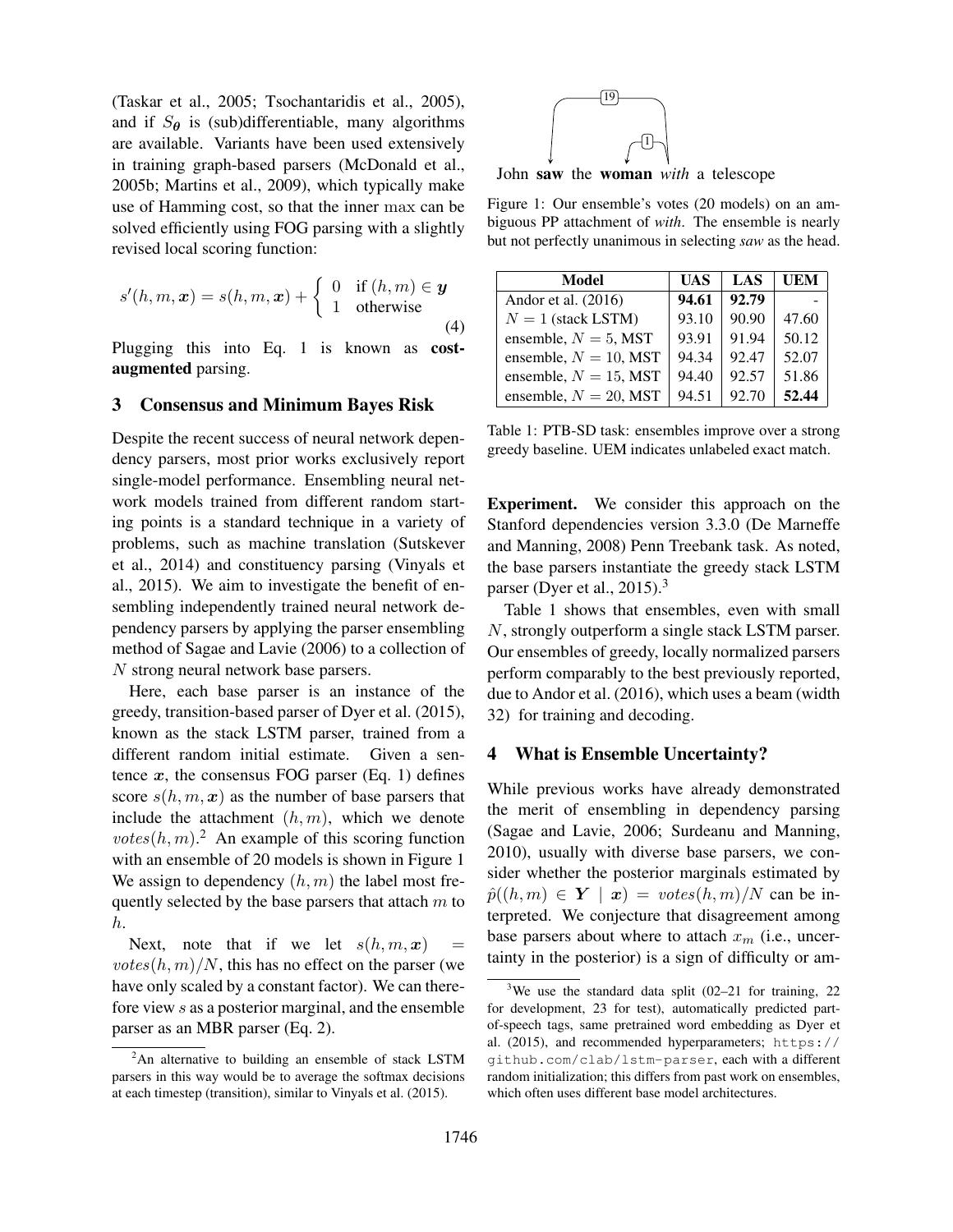(Taskar et al., 2005; Tsochantaridis et al., 2005), and if $S_{\boldsymbol{\theta}}$ is (sub)differentiable, many algorithms are available. Variants have been used extensively in training graph-based parsers (McDonald et al., 2005b; Martins et al., 2009), which typically make use of Hamming cost, so that the inner max can be solved efficiently using FOG parsing with a slightly revised local scoring function:

$$s'(h, m, \boldsymbol{x}) = s(h, m, \boldsymbol{x}) + \begin{cases} 0 & \text{if } (h, m) \in \boldsymbol{y} \\ 1 & \text{otherwise} \end{cases} \tag{4}$$

Plugging this into Eq. 1 is known as **cost-augmented** parsing.

## 3 Consensus and Minimum Bayes Risk

Despite the recent success of neural network dependency parsers, most prior works exclusively report single-model performance. Ensembling neural network models trained from different random starting points is a standard technique in a variety of problems, such as machine translation (Sutskever et al., 2014) and constituency parsing (Vinyals et al., 2015). We aim to investigate the benefit of ensembling independently trained neural network dependency parsers by applying the parser ensembling method of Sagae and Lavie (2006) to a collection of $N$ strong neural network base parsers.

Here, each base parser is an instance of the greedy, transition-based parser of Dyer et al. (2015), known as the stack LSTM parser, trained from a different random initial estimate. Given a sentence $\boldsymbol{x}$, the consensus FOG parser (Eq. 1) defines score $s(h, m, \boldsymbol{x})$ as the number of base parsers that include the attachment $(h, m)$, which we denote $votes(h, m)$.[2] An example of this scoring function with an ensemble of 20 models is shown in Figure 1 We assign to dependency $(h, m)$ the label most frequently selected by the base parsers that attach $m$ to $h$.

Next, note that if we let $s(h, m, \boldsymbol{x}) = votes(h, m)/N$, this has no effect on the parser (we have only scaled by a constant factor). We can therefore view $s$ as a posterior marginal, and the ensemble parser as an MBR parser (Eq. 2).

[2] An alternative to building an ensemble of stack LSTM parsers in this way would be to average the softmax decisions at each timestep (transition), similar to Vinyals et al. (2015).

John **saw** the **woman** *with* a telescope

Figure 1: Our ensemble's votes (20 models) on an ambiguous PP attachment of *with*. The ensemble is nearly but not perfectly unanimous in selecting *saw* as the head.

| Model | UAS | LAS | UEM |
|---|---|---|---|
| Andor et al. (2016) | **94.61** | **92.79** | - |
| $N = 1$ (stack LSTM) | 93.10 | 90.90 | 47.60 |
| ensemble, $N = 5$, MST | 93.91 | 91.94 | 50.12 |
| ensemble, $N = 10$, MST | 94.34 | 92.47 | 52.07 |
| ensemble, $N = 15$, MST | 94.40 | 92.57 | 51.86 |
| ensemble, $N = 20$, MST | 94.51 | 92.70 | **52.44** |

Table 1: PTB-SD task: ensembles improve over a strong greedy baseline. UEM indicates unlabeled exact match.

**Experiment.** We consider this approach on the Stanford dependencies version 3.3.0 (De Marneffe and Manning, 2008) Penn Treebank task. As noted, the base parsers instantiate the greedy stack LSTM parser (Dyer et al., 2015).[3]

Table 1 shows that ensembles, even with small $N$, strongly outperform a single stack LSTM parser. Our ensembles of greedy, locally normalized parsers perform comparably to the best previously reported, due to Andor et al. (2016), which uses a beam (width 32) for training and decoding.

## 4 What is Ensemble Uncertainty?

While previous works have already demonstrated the merit of ensembling in dependency parsing (Sagae and Lavie, 2006; Surdeanu and Manning, 2010), usually with diverse base parsers, we consider whether the posterior marginals estimated by $\hat{p}((h, m) \in \boldsymbol{Y} \mid \boldsymbol{x}) = votes(h, m)/N$ can be interpreted. We conjecture that disagreement among base parsers about where to attach $x_m$ (i.e., uncertainty in the posterior) is a sign of difficulty or am-

[3] We use the standard data split (02–21 for training, 22 for development, 23 for test), automatically predicted part-of-speech tags, same pretrained word embedding as Dyer et al. (2015), and recommended hyperparameters; https://github.com/clab/lstm-parser, each with a different random initialization; this differs from past work on ensembles, which often uses different base model architectures.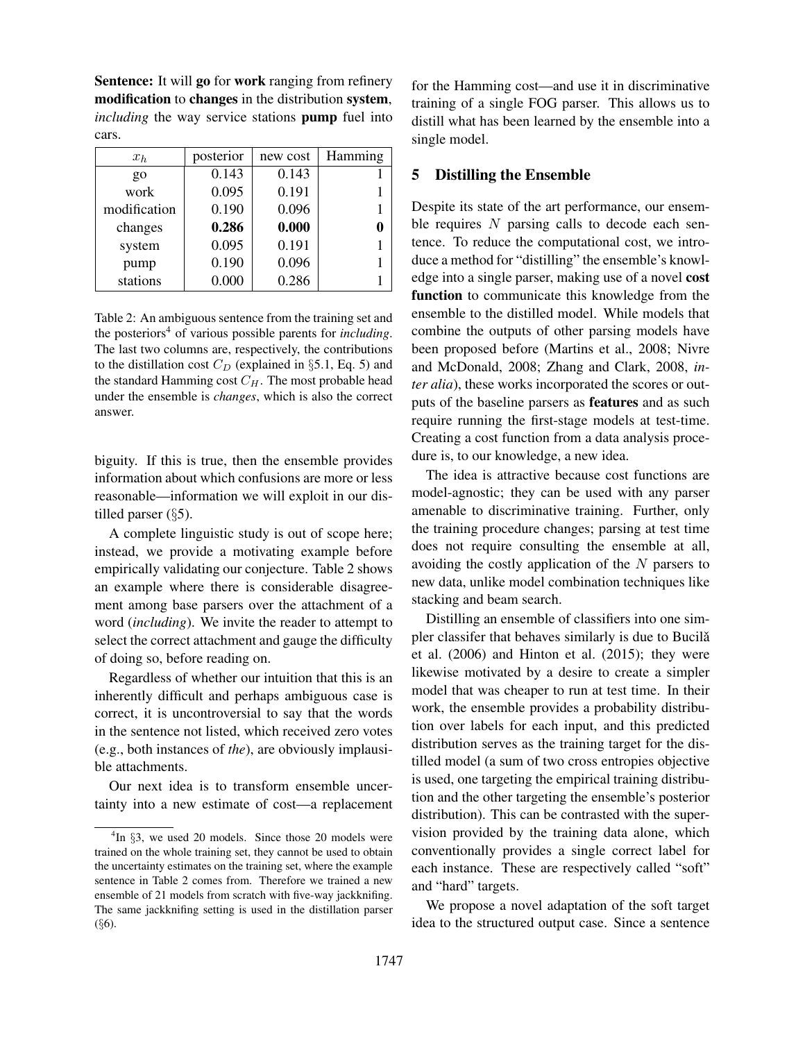**Sentence:** It will **go** for **work** ranging from refinery **modification** to **changes** in the distribution **system**, *including* the way service stations **pump** fuel into cars.

| $x_h$ | posterior | new cost | Hamming |
|---|---|---|---|
| go | 0.143 | 0.143 | 1 |
| work | 0.095 | 0.191 | 1 |
| modification | 0.190 | 0.096 | 1 |
| changes | **0.286** | **0.000** | **0** |
| system | 0.095 | 0.191 | 1 |
| pump | 0.190 | 0.096 | 1 |
| stations | 0.000 | 0.286 | 1 |

Table 2: An ambiguous sentence from the training set and the posteriors[4] of various possible parents for *including*. The last two columns are, respectively, the contributions to the distillation cost $C_D$ (explained in §5.1, Eq. 5) and the standard Hamming cost $C_H$. The most probable head under the ensemble is *changes*, which is also the correct answer.

biguity. If this is true, then the ensemble provides information about which confusions are more or less reasonable—information we will exploit in our distilled parser (§5).

A complete linguistic study is out of scope here; instead, we provide a motivating example before empirically validating our conjecture. Table 2 shows an example where there is considerable disagreement among base parsers over the attachment of a word (*including*). We invite the reader to attempt to select the correct attachment and gauge the difficulty of doing so, before reading on.

Regardless of whether our intuition that this is an inherently difficult and perhaps ambiguous case is correct, it is uncontroversial to say that the words in the sentence not listed, which received zero votes (e.g., both instances of *the*), are obviously implausible attachments.

Our next idea is to transform ensemble uncertainty into a new estimate of cost—a replacement for the Hamming cost—and use it in discriminative training of a single FOG parser. This allows us to distill what has been learned by the ensemble into a single model.

[4]In §3, we used 20 models. Since those 20 models were trained on the whole training set, they cannot be used to obtain the uncertainty estimates on the training set, where the example sentence in Table 2 comes from. Therefore we trained a new ensemble of 21 models from scratch with five-way jackknifing. The same jackknifing setting is used in the distillation parser (§6).

## 5 Distilling the Ensemble

Despite its state of the art performance, our ensemble requires $N$ parsing calls to decode each sentence. To reduce the computational cost, we introduce a method for "distilling" the ensemble's knowledge into a single parser, making use of a novel **cost function** to communicate this knowledge from the ensemble to the distilled model. While models that combine the outputs of other parsing models have been proposed before (Martins et al., 2008; Nivre and McDonald, 2008; Zhang and Clark, 2008, *inter alia*), these works incorporated the scores or outputs of the baseline parsers as **features** and as such require running the first-stage models at test-time. Creating a cost function from a data analysis procedure is, to our knowledge, a new idea.

The idea is attractive because cost functions are model-agnostic; they can be used with any parser amenable to discriminative training. Further, only the training procedure changes; parsing at test time does not require consulting the ensemble at all, avoiding the costly application of the $N$ parsers to new data, unlike model combination techniques like stacking and beam search.

Distilling an ensemble of classifiers into one simpler classifer that behaves similarly is due to Buciluǎ et al. (2006) and Hinton et al. (2015); they were likewise motivated by a desire to create a simpler model that was cheaper to run at test time. In their work, the ensemble provides a probability distribution over labels for each input, and this predicted distribution serves as the training target for the distilled model (a sum of two cross entropies objective is used, one targeting the empirical training distribution and the other targeting the ensemble's posterior distribution). This can be contrasted with the supervision provided by the training data alone, which conventionally provides a single correct label for each instance. These are respectively called "soft" and "hard" targets.

We propose a novel adaptation of the soft target idea to the structured output case. Since a sentence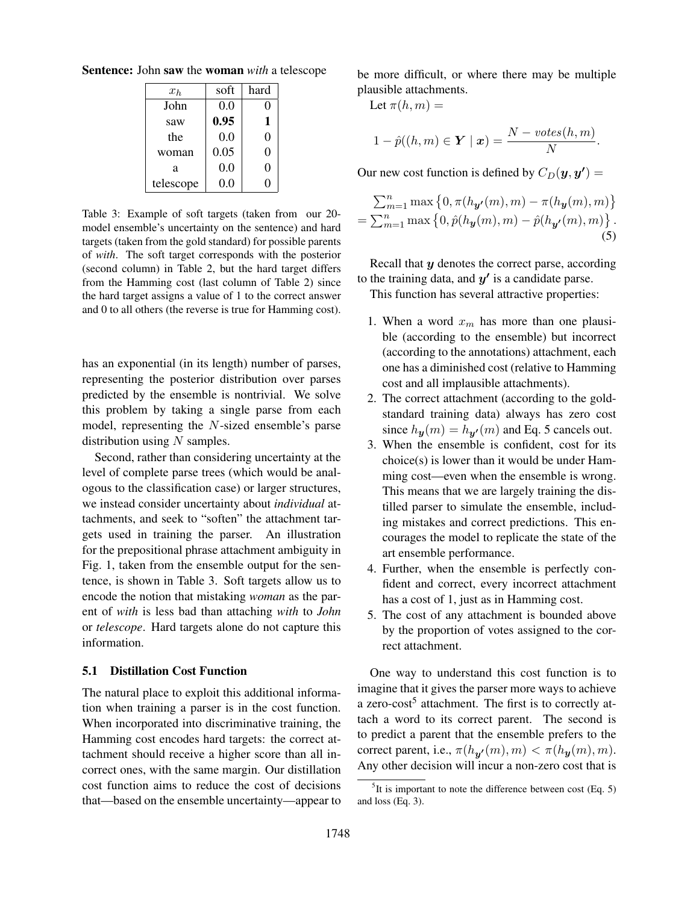**Sentence:** John **saw** the **woman** *with* a telescope

| $x_h$ | soft | hard |
|---|---|---|
| John | 0.0 | 0 |
| saw | **0.95** | **1** |
| the | 0.0 | 0 |
| woman | 0.05 | 0 |
| a | 0.0 | 0 |
| telescope | 0.0 | 0 |

Table 3: Example of soft targets (taken from our 20-model ensemble's uncertainty on the sentence) and hard targets (taken from the gold standard) for possible parents of *with*. The soft target corresponds with the posterior (second column) in Table 2, but the hard target differs from the Hamming cost (last column of Table 2) since the hard target assigns a value of 1 to the correct answer and 0 to all others (the reverse is true for Hamming cost).

has an exponential (in its length) number of parses, representing the posterior distribution over parses predicted by the ensemble is nontrivial. We solve this problem by taking a single parse from each model, representing the $N$-sized ensemble's parse distribution using $N$ samples.

Second, rather than considering uncertainty at the level of complete parse trees (which would be analogous to the classification case) or larger structures, we instead consider uncertainty about *individual* attachments, and seek to "soften" the attachment targets used in training the parser. An illustration for the prepositional phrase attachment ambiguity in Fig. 1, taken from the ensemble output for the sentence, is shown in Table 3. Soft targets allow us to encode the notion that mistaking *woman* as the parent of *with* is less bad than attaching *with* to *John* or *telescope*. Hard targets alone do not capture this information.

### 5.1 Distillation Cost Function

The natural place to exploit this additional information when training a parser is in the cost function. When incorporated into discriminative training, the Hamming cost encodes hard targets: the correct attachment should receive a higher score than all incorrect ones, with the same margin. Our distillation cost function aims to reduce the cost of decisions that—based on the ensemble uncertainty—appear to be more difficult, or where there may be multiple plausible attachments.

Let $\pi(h, m) =$

$$1 - \hat{p}((h, m) \in \boldsymbol{Y} \mid \boldsymbol{x}) = \frac{N - votes(h, m)}{N}.$$

Our new cost function is defined by $C_D(\boldsymbol{y}, \boldsymbol{y'}) =$

$$\begin{aligned} &\sum_{m=1}^{n} \max\left\{0, \pi(h_{\boldsymbol{y'}}(m), m) - \pi(h_{\boldsymbol{y}}(m), m)\right\} \\ &= \sum_{m=1}^{n} \max\left\{0, \hat{p}(h_{\boldsymbol{y}}(m), m) - \hat{p}(h_{\boldsymbol{y'}}(m), m)\right\}. \end{aligned} \tag{5}$$

Recall that $\boldsymbol{y}$ denotes the correct parse, according to the training data, and $\boldsymbol{y'}$ is a candidate parse.

This function has several attractive properties:

1. When a word $x_m$ has more than one plausible (according to the ensemble) but incorrect (according to the annotations) attachment, each one has a diminished cost (relative to Hamming cost and all implausible attachments).
2. The correct attachment (according to the gold-standard training data) always has zero cost since $h_{\boldsymbol{y}}(m) = h_{\boldsymbol{y'}}(m)$ and Eq. 5 cancels out.
3. When the ensemble is confident, cost for its choice(s) is lower than it would be under Hamming cost—even when the ensemble is wrong. This means that we are largely training the distilled parser to simulate the ensemble, including mistakes and correct predictions. This encourages the model to replicate the state of the art ensemble performance.
4. Further, when the ensemble is perfectly confident and correct, every incorrect attachment has a cost of 1, just as in Hamming cost.
5. The cost of any attachment is bounded above by the proportion of votes assigned to the correct attachment.

One way to understand this cost function is to imagine that it gives the parser more ways to achieve a zero-cost[5] attachment. The first is to correctly attach a word to its correct parent. The second is to predict a parent that the ensemble prefers to the correct parent, i.e., $\pi(h_{\boldsymbol{y'}}(m), m) < \pi(h_{\boldsymbol{y}}(m), m)$. Any other decision will incur a non-zero cost that is

[5] It is important to note the difference between cost (Eq. 5) and loss (Eq. 3).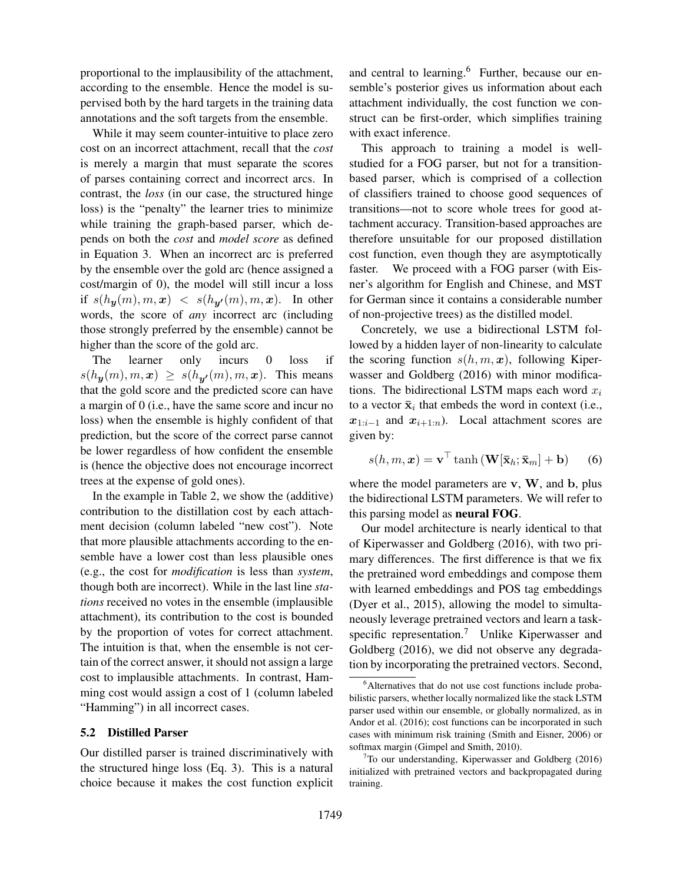proportional to the implausibility of the attachment, according to the ensemble. Hence the model is supervised both by the hard targets in the training data annotations and the soft targets from the ensemble.

While it may seem counter-intuitive to place zero cost on an incorrect attachment, recall that the *cost* is merely a margin that must separate the scores of parses containing correct and incorrect arcs. In contrast, the *loss* (in our case, the structured hinge loss) is the "penalty" the learner tries to minimize while training the graph-based parser, which depends on both the *cost* and *model score* as defined in Equation 3. When an incorrect arc is preferred by the ensemble over the gold arc (hence assigned a cost/margin of 0), the model will still incur a loss if $s(h_{\boldsymbol{y}}(m), m, \boldsymbol{x}) < s(h_{\boldsymbol{y}'}(m), m, \boldsymbol{x})$. In other words, the score of *any* incorrect arc (including those strongly preferred by the ensemble) cannot be higher than the score of the gold arc.

The learner only incurs 0 loss if $s(h_{\boldsymbol{y}}(m), m, \boldsymbol{x}) \geq s(h_{\boldsymbol{y}'}(m), m, \boldsymbol{x})$. This means that the gold score and the predicted score can have a margin of 0 (i.e., have the same score and incur no loss) when the ensemble is highly confident of that prediction, but the score of the correct parse cannot be lower regardless of how confident the ensemble is (hence the objective does not encourage incorrect trees at the expense of gold ones).

In the example in Table 2, we show the (additive) contribution to the distillation cost by each attachment decision (column labeled "new cost"). Note that more plausible attachments according to the ensemble have a lower cost than less plausible ones (e.g., the cost for *modification* is less than *system*, though both are incorrect). While in the last line *stations* received no votes in the ensemble (implausible attachment), its contribution to the cost is bounded by the proportion of votes for correct attachment. The intuition is that, when the ensemble is not certain of the correct answer, it should not assign a large cost to implausible attachments. In contrast, Hamming cost would assign a cost of 1 (column labeled "Hamming") in all incorrect cases.

### 5.2 Distilled Parser

Our distilled parser is trained discriminatively with the structured hinge loss (Eq. 3). This is a natural choice because it makes the cost function explicit and central to learning.[6] Further, because our ensemble's posterior gives us information about each attachment individually, the cost function we construct can be first-order, which simplifies training with exact inference.

This approach to training a model is well-studied for a FOG parser, but not for a transition-based parser, which is comprised of a collection of classifiers trained to choose good sequences of transitions—not to score whole trees for good attachment accuracy. Transition-based approaches are therefore unsuitable for our proposed distillation cost function, even though they are asymptotically faster. We proceed with a FOG parser (with Eisner's algorithm for English and Chinese, and MST for German since it contains a considerable number of non-projective trees) as the distilled model.

Concretely, we use a bidirectional LSTM followed by a hidden layer of non-linearity to calculate the scoring function $s(h, m, \boldsymbol{x})$, following Kiperwasser and Goldberg (2016) with minor modifications. The bidirectional LSTM maps each word $x_i$ to a vector $\bar{\mathbf{x}}_i$ that embeds the word in context (i.e., $\boldsymbol{x}_{1:i-1}$ and $\boldsymbol{x}_{i+1:n}$). Local attachment scores are given by:

$$s(h, m, \boldsymbol{x}) = \mathbf{v}^\top \tanh\left(\mathbf{W}[\bar{\mathbf{x}}_h; \bar{\mathbf{x}}_m] + \mathbf{b}\right) \qquad (6)$$

where the model parameters are $\mathbf{v}$, $\mathbf{W}$, and $\mathbf{b}$, plus the bidirectional LSTM parameters. We will refer to this parsing model as **neural FOG**.

Our model architecture is nearly identical to that of Kiperwasser and Goldberg (2016), with two primary differences. The first difference is that we fix the pretrained word embeddings and compose them with learned embeddings and POS tag embeddings (Dyer et al., 2015), allowing the model to simultaneously leverage pretrained vectors and learn a task-specific representation.[7] Unlike Kiperwasser and Goldberg (2016), we did not observe any degradation by incorporating the pretrained vectors. Second,

[6] Alternatives that do not use cost functions include probabilistic parsers, whether locally normalized like the stack LSTM parser used within our ensemble, or globally normalized, as in Andor et al. (2016); cost functions can be incorporated in such cases with minimum risk training (Smith and Eisner, 2006) or softmax margin (Gimpel and Smith, 2010).

[7] To our understanding, Kiperwasser and Goldberg (2016) initialized with pretrained vectors and backpropagated during training.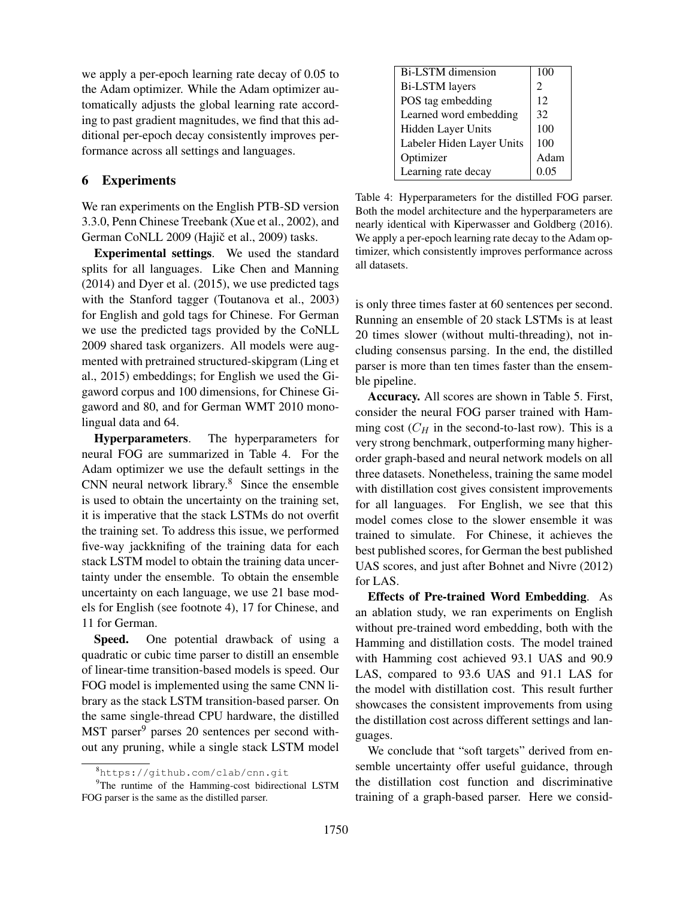we apply a per-epoch learning rate decay of 0.05 to the Adam optimizer. While the Adam optimizer automatically adjusts the global learning rate according to past gradient magnitudes, we find that this additional per-epoch decay consistently improves performance across all settings and languages.

## 6 Experiments

We ran experiments on the English PTB-SD version 3.3.0, Penn Chinese Treebank (Xue et al., 2002), and German CoNLL 2009 (Hajič et al., 2009) tasks.

**Experimental settings**. We used the standard splits for all languages. Like Chen and Manning (2014) and Dyer et al. (2015), we use predicted tags with the Stanford tagger (Toutanova et al., 2003) for English and gold tags for Chinese. For German we use the predicted tags provided by the CoNLL 2009 shared task organizers. All models were augmented with pretrained structured-skipgram (Ling et al., 2015) embeddings; for English we used the Gigaword corpus and 100 dimensions, for Chinese Gigaword and 80, and for German WMT 2010 monolingual data and 64.

**Hyperparameters**. The hyperparameters for neural FOG are summarized in Table 4. For the Adam optimizer we use the default settings in the CNN neural network library.[8] Since the ensemble is used to obtain the uncertainty on the training set, it is imperative that the stack LSTMs do not overfit the training set. To address this issue, we performed five-way jackknifing of the training data for each stack LSTM model to obtain the training data uncertainty under the ensemble. To obtain the ensemble uncertainty on each language, we use 21 base models for English (see footnote 4), 17 for Chinese, and 11 for German.

**Speed.** One potential drawback of using a quadratic or cubic time parser to distill an ensemble of linear-time transition-based models is speed. Our FOG model is implemented using the same CNN library as the stack LSTM transition-based parser. On the same single-thread CPU hardware, the distilled MST parser[9] parses 20 sentences per second without any pruning, while a single stack LSTM model is only three times faster at 60 sentences per second. Running an ensemble of 20 stack LSTMs is at least 20 times slower (without multi-threading), not including consensus parsing. In the end, the distilled parser is more than ten times faster than the ensemble pipeline.

| Bi-LSTM dimension | 100 |
|---|---|
| Bi-LSTM layers | 2 |
| POS tag embedding | 12 |
| Learned word embedding | 32 |
| Hidden Layer Units | 100 |
| Labeler Hiden Layer Units | 100 |
| Optimizer | Adam |
| Learning rate decay | 0.05 |

Table 4: Hyperparameters for the distilled FOG parser. Both the model architecture and the hyperparameters are nearly identical with Kiperwasser and Goldberg (2016). We apply a per-epoch learning rate decay to the Adam optimizer, which consistently improves performance across all datasets.

**Accuracy.** All scores are shown in Table 5. First, consider the neural FOG parser trained with Hamming cost ($C_H$ in the second-to-last row). This is a very strong benchmark, outperforming many higher-order graph-based and neural network models on all three datasets. Nonetheless, training the same model with distillation cost gives consistent improvements for all languages. For English, we see that this model comes close to the slower ensemble it was trained to simulate. For Chinese, it achieves the best published scores, for German the best published UAS scores, and just after Bohnet and Nivre (2012) for LAS.

**Effects of Pre-trained Word Embedding**. As an ablation study, we ran experiments on English without pre-trained word embedding, both with the Hamming and distillation costs. The model trained with Hamming cost achieved 93.1 UAS and 90.9 LAS, compared to 93.6 UAS and 91.1 LAS for the model with distillation cost. This result further showcases the consistent improvements from using the distillation cost across different settings and languages.

We conclude that "soft targets" derived from ensemble uncertainty offer useful guidance, through the distillation cost function and discriminative training of a graph-based parser. Here we consid-

[8] https://github.com/clab/cnn.git

[9] The runtime of the Hamming-cost bidirectional LSTM FOG parser is the same as the distilled parser.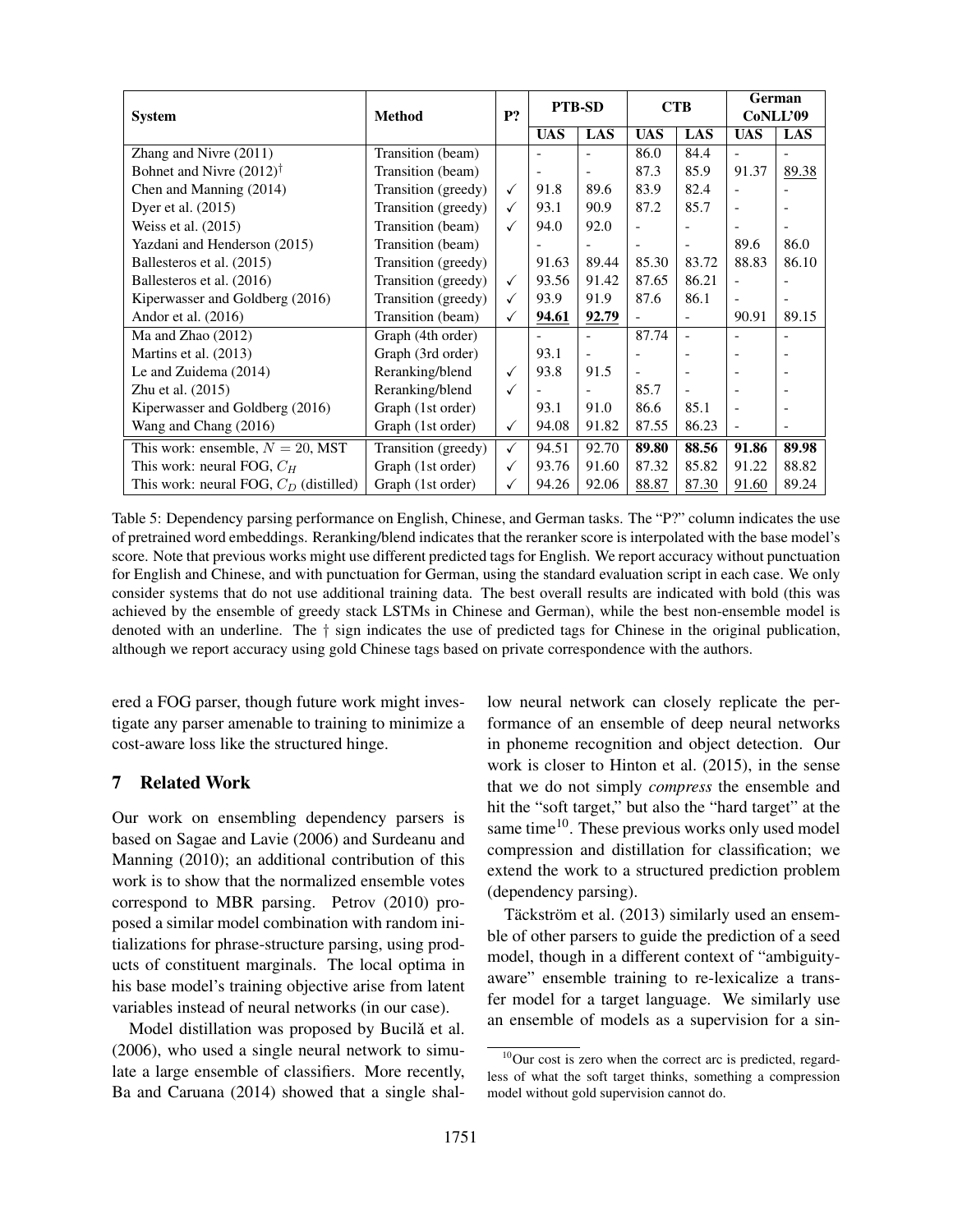| System | Method | P? | PTB-SD | | CTB | | German CoNLL'09 | |
|---|---|---|---|---|---|---|---|---|
| | | | UAS | LAS | UAS | LAS | UAS | LAS |
| Zhang and Nivre (2011) | Transition (beam) | | - | - | 86.0 | 84.4 | - | - |
| Bohnet and Nivre (2012)† | Transition (beam) | | - | - | 87.3 | 85.9 | 91.37 | <u>89.38</u> |
| Chen and Manning (2014) | Transition (greedy) | ✓ | 91.8 | 89.6 | 83.9 | 82.4 | - | - |
| Dyer et al. (2015) | Transition (greedy) | ✓ | 93.1 | 90.9 | 87.2 | 85.7 | - | - |
| Weiss et al. (2015) | Transition (beam) | ✓ | 94.0 | 92.0 | - | - | - | - |
| Yazdani and Henderson (2015) | Transition (beam) | | - | - | - | - | 89.6 | 86.0 |
| Ballesteros et al. (2015) | Transition (greedy) | | 91.63 | 89.44 | 85.30 | 83.72 | 88.83 | 86.10 |
| Ballesteros et al. (2016) | Transition (greedy) | ✓ | 93.56 | 91.42 | 87.65 | 86.21 | - | - |
| Kiperwasser and Goldberg (2016) | Transition (greedy) | ✓ | 93.9 | 91.9 | 87.6 | 86.1 | - | - |
| Andor et al. (2016) | Transition (beam) | ✓ | **<u>94.61</u>** | **<u>92.79</u>** | - | - | 90.91 | 89.15 |
| Ma and Zhao (2012) | Graph (4th order) | | - | - | 87.74 | - | - | - |
| Martins et al. (2013) | Graph (3rd order) | | 93.1 | - | - | - | - | - |
| Le and Zuidema (2014) | Reranking/blend | ✓ | 93.8 | 91.5 | - | - | - | - |
| Zhu et al. (2015) | Reranking/blend | ✓ | - | - | 85.7 | - | - | - |
| Kiperwasser and Goldberg (2016) | Graph (1st order) | | 93.1 | 91.0 | 86.6 | 85.1 | - | - |
| Wang and Chang (2016) | Graph (1st order) | ✓ | 94.08 | 91.82 | 87.55 | 86.23 | - | - |
| This work: ensemble, $N = 20$, MST | Transition (greedy) | ✓ | 94.51 | 92.70 | **89.80** | **88.56** | **91.86** | **89.98** |
| This work: neural FOG, $C_H$ | Graph (1st order) | ✓ | 93.76 | 91.60 | 87.32 | 85.82 | 91.22 | 88.82 |
| This work: neural FOG, $C_D$ (distilled) | Graph (1st order) | ✓ | 94.26 | 92.06 | <u>88.87</u> | <u>87.30</u> | <u>91.60</u> | 89.24 |

Table 5: Dependency parsing performance on English, Chinese, and German tasks. The "P?" column indicates the use of pretrained word embeddings. Reranking/blend indicates that the reranker score is interpolated with the base model's score. Note that previous works might use different predicted tags for English. We report accuracy without punctuation for English and Chinese, and with punctuation for German, using the standard evaluation script in each case. We only consider systems that do not use additional training data. The best overall results are indicated with bold (this was achieved by the ensemble of greedy stack LSTMs in Chinese and German), while the best non-ensemble model is denoted with an underline. The † sign indicates the use of predicted tags for Chinese in the original publication, although we report accuracy using gold Chinese tags based on private correspondence with the authors.

ered a FOG parser, though future work might investigate any parser amenable to training to minimize a cost-aware loss like the structured hinge.

## 7 Related Work

Our work on ensembling dependency parsers is based on Sagae and Lavie (2006) and Surdeanu and Manning (2010); an additional contribution of this work is to show that the normalized ensemble votes correspond to MBR parsing. Petrov (2010) proposed a similar model combination with random initializations for phrase-structure parsing, using products of constituent marginals. The local optima in his base model's training objective arise from latent variables instead of neural networks (in our case).

Model distillation was proposed by Buciluă et al. (2006), who used a single neural network to simulate a large ensemble of classifiers. More recently, Ba and Caruana (2014) showed that a single shallow neural network can closely replicate the performance of an ensemble of deep neural networks in phoneme recognition and object detection. Our work is closer to Hinton et al. (2015), in the sense that we do not simply *compress* the ensemble and hit the "soft target," but also the "hard target" at the same time[10]. These previous works only used model compression and distillation for classification; we extend the work to a structured prediction problem (dependency parsing).

Täckström et al. (2013) similarly used an ensemble of other parsers to guide the prediction of a seed model, though in a different context of "ambiguity-aware" ensemble training to re-lexicalize a transfer model for a target language. We similarly use an ensemble of models as a supervision for a sin-

[10] Our cost is zero when the correct arc is predicted, regardless of what the soft target thinks, something a compression model without gold supervision cannot do.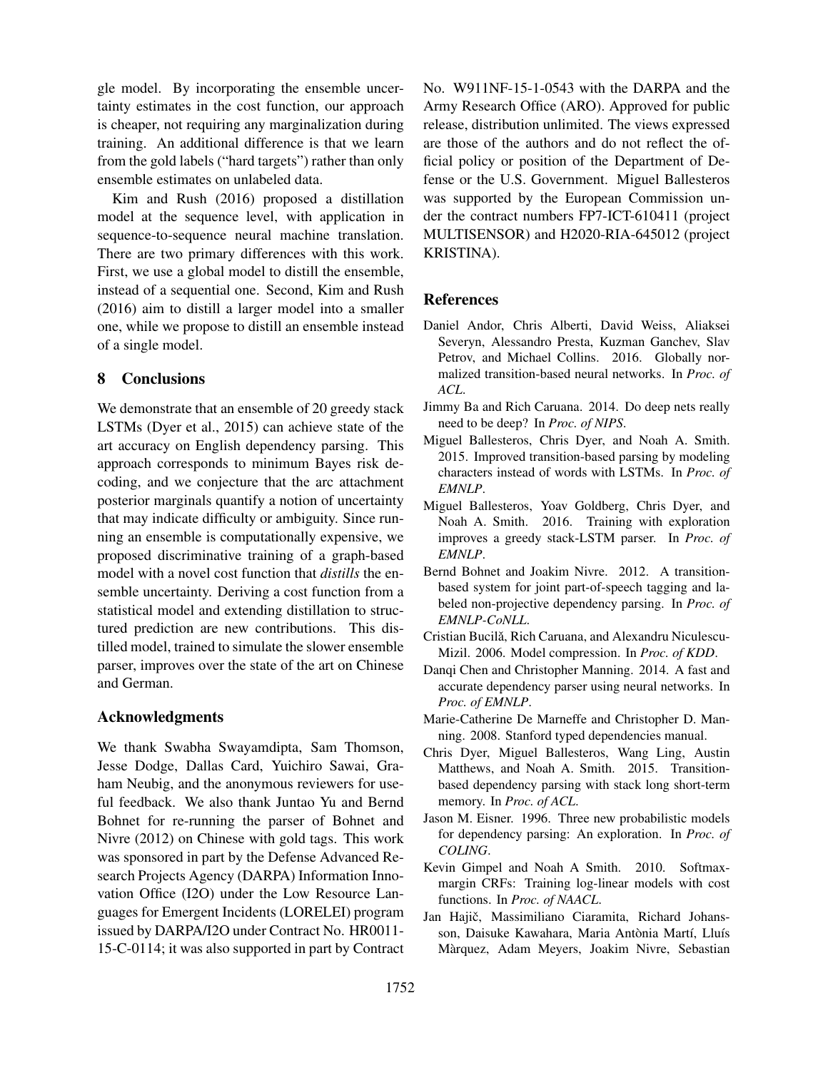gle model. By incorporating the ensemble uncertainty estimates in the cost function, our approach is cheaper, not requiring any marginalization during training. An additional difference is that we learn from the gold labels ("hard targets") rather than only ensemble estimates on unlabeled data.

Kim and Rush (2016) proposed a distillation model at the sequence level, with application in sequence-to-sequence neural machine translation. There are two primary differences with this work. First, we use a global model to distill the ensemble, instead of a sequential one. Second, Kim and Rush (2016) aim to distill a larger model into a smaller one, while we propose to distill an ensemble instead of a single model.

## 8 Conclusions

We demonstrate that an ensemble of 20 greedy stack LSTMs (Dyer et al., 2015) can achieve state of the art accuracy on English dependency parsing. This approach corresponds to minimum Bayes risk decoding, and we conjecture that the arc attachment posterior marginals quantify a notion of uncertainty that may indicate difficulty or ambiguity. Since running an ensemble is computationally expensive, we proposed discriminative training of a graph-based model with a novel cost function that *distills* the ensemble uncertainty. Deriving a cost function from a statistical model and extending distillation to structured prediction are new contributions. This distilled model, trained to simulate the slower ensemble parser, improves over the state of the art on Chinese and German.

## Acknowledgments

We thank Swabha Swayamdipta, Sam Thomson, Jesse Dodge, Dallas Card, Yuichiro Sawai, Graham Neubig, and the anonymous reviewers for useful feedback. We also thank Juntao Yu and Bernd Bohnet for re-running the parser of Bohnet and Nivre (2012) on Chinese with gold tags. This work was sponsored in part by the Defense Advanced Research Projects Agency (DARPA) Information Innovation Office (I2O) under the Low Resource Languages for Emergent Incidents (LORELEI) program issued by DARPA/I2O under Contract No. HR0011-15-C-0114; it was also supported in part by Contract No. W911NF-15-1-0543 with the DARPA and the Army Research Office (ARO). Approved for public release, distribution unlimited. The views expressed are those of the authors and do not reflect the official policy or position of the Department of Defense or the U.S. Government. Miguel Ballesteros was supported by the European Commission under the contract numbers FP7-ICT-610411 (project MULTISENSOR) and H2020-RIA-645012 (project KRISTINA).

## References

Daniel Andor, Chris Alberti, David Weiss, Aliaksei Severyn, Alessandro Presta, Kuzman Ganchev, Slav Petrov, and Michael Collins. 2016. Globally normalized transition-based neural networks. In *Proc. of ACL*.

Jimmy Ba and Rich Caruana. 2014. Do deep nets really need to be deep? In *Proc. of NIPS*.

Miguel Ballesteros, Chris Dyer, and Noah A. Smith. 2015. Improved transition-based parsing by modeling characters instead of words with LSTMs. In *Proc. of EMNLP*.

Miguel Ballesteros, Yoav Goldberg, Chris Dyer, and Noah A. Smith. 2016. Training with exploration improves a greedy stack-LSTM parser. In *Proc. of EMNLP*.

Bernd Bohnet and Joakim Nivre. 2012. A transition-based system for joint part-of-speech tagging and labeled non-projective dependency parsing. In *Proc. of EMNLP-CoNLL*.

Cristian Bucilă, Rich Caruana, and Alexandru Niculescu-Mizil. 2006. Model compression. In *Proc. of KDD*.

Danqi Chen and Christopher Manning. 2014. A fast and accurate dependency parser using neural networks. In *Proc. of EMNLP*.

Marie-Catherine De Marneffe and Christopher D. Manning. 2008. Stanford typed dependencies manual.

Chris Dyer, Miguel Ballesteros, Wang Ling, Austin Matthews, and Noah A. Smith. 2015. Transition-based dependency parsing with stack long short-term memory. In *Proc. of ACL*.

Jason M. Eisner. 1996. Three new probabilistic models for dependency parsing: An exploration. In *Proc. of COLING*.

Kevin Gimpel and Noah A Smith. 2010. Softmax-margin CRFs: Training log-linear models with cost functions. In *Proc. of NAACL*.

Jan Hajič, Massimiliano Ciaramita, Richard Johansson, Daisuke Kawahara, Maria Antònia Martí, Lluís Màrquez, Adam Meyers, Joakim Nivre, Sebastian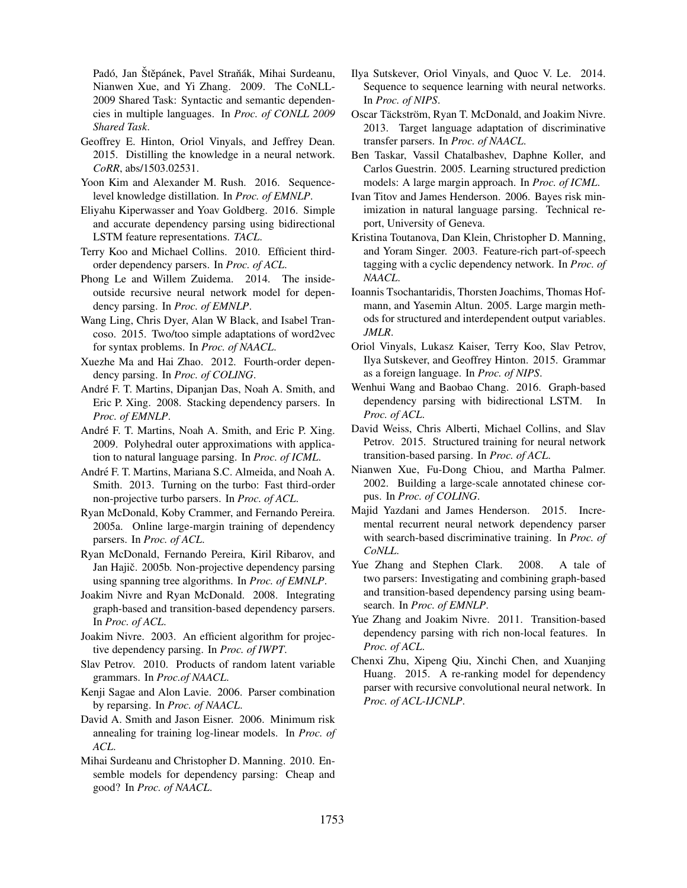Padó, Jan Štěpánek, Pavel Straňák, Mihai Surdeanu, Nianwen Xue, and Yi Zhang. 2009. The CoNLL-2009 Shared Task: Syntactic and semantic dependencies in multiple languages. In *Proc. of CONLL 2009 Shared Task*.

Geoffrey E. Hinton, Oriol Vinyals, and Jeffrey Dean. 2015. Distilling the knowledge in a neural network. *CoRR*, abs/1503.02531.

Yoon Kim and Alexander M. Rush. 2016. Sequence-level knowledge distillation. In *Proc. of EMNLP*.

Eliyahu Kiperwasser and Yoav Goldberg. 2016. Simple and accurate dependency parsing using bidirectional LSTM feature representations. *TACL*.

Terry Koo and Michael Collins. 2010. Efficient third-order dependency parsers. In *Proc. of ACL*.

Phong Le and Willem Zuidema. 2014. The inside-outside recursive neural network model for dependency parsing. In *Proc. of EMNLP*.

Wang Ling, Chris Dyer, Alan W Black, and Isabel Trancoso. 2015. Two/too simple adaptations of word2vec for syntax problems. In *Proc. of NAACL*.

Xuezhe Ma and Hai Zhao. 2012. Fourth-order dependency parsing. In *Proc. of COLING*.

André F. T. Martins, Dipanjan Das, Noah A. Smith, and Eric P. Xing. 2008. Stacking dependency parsers. In *Proc. of EMNLP*.

André F. T. Martins, Noah A. Smith, and Eric P. Xing. 2009. Polyhedral outer approximations with application to natural language parsing. In *Proc. of ICML*.

André F. T. Martins, Mariana S.C. Almeida, and Noah A. Smith. 2013. Turning on the turbo: Fast third-order non-projective turbo parsers. In *Proc. of ACL*.

Ryan McDonald, Koby Crammer, and Fernando Pereira. 2005a. Online large-margin training of dependency parsers. In *Proc. of ACL*.

Ryan McDonald, Fernando Pereira, Kiril Ribarov, and Jan Hajič. 2005b. Non-projective dependency parsing using spanning tree algorithms. In *Proc. of EMNLP*.

Joakim Nivre and Ryan McDonald. 2008. Integrating graph-based and transition-based dependency parsers. In *Proc. of ACL*.

Joakim Nivre. 2003. An efficient algorithm for projective dependency parsing. In *Proc. of IWPT*.

Slav Petrov. 2010. Products of random latent variable grammars. In *Proc.of NAACL*.

Kenji Sagae and Alon Lavie. 2006. Parser combination by reparsing. In *Proc. of NAACL*.

David A. Smith and Jason Eisner. 2006. Minimum risk annealing for training log-linear models. In *Proc. of ACL*.

Mihai Surdeanu and Christopher D. Manning. 2010. Ensemble models for dependency parsing: Cheap and good? In *Proc. of NAACL*.

Ilya Sutskever, Oriol Vinyals, and Quoc V. Le. 2014. Sequence to sequence learning with neural networks. In *Proc. of NIPS*.

Oscar Täckström, Ryan T. McDonald, and Joakim Nivre. 2013. Target language adaptation of discriminative transfer parsers. In *Proc. of NAACL*.

Ben Taskar, Vassil Chatalbashev, Daphne Koller, and Carlos Guestrin. 2005. Learning structured prediction models: A large margin approach. In *Proc. of ICML*.

Ivan Titov and James Henderson. 2006. Bayes risk minimization in natural language parsing. Technical report, University of Geneva.

Kristina Toutanova, Dan Klein, Christopher D. Manning, and Yoram Singer. 2003. Feature-rich part-of-speech tagging with a cyclic dependency network. In *Proc. of NAACL*.

Ioannis Tsochantaridis, Thorsten Joachims, Thomas Hofmann, and Yasemin Altun. 2005. Large margin methods for structured and interdependent output variables. *JMLR*.

Oriol Vinyals, Lukasz Kaiser, Terry Koo, Slav Petrov, Ilya Sutskever, and Geoffrey Hinton. 2015. Grammar as a foreign language. In *Proc. of NIPS*.

Wenhui Wang and Baobao Chang. 2016. Graph-based dependency parsing with bidirectional LSTM. In *Proc. of ACL*.

David Weiss, Chris Alberti, Michael Collins, and Slav Petrov. 2015. Structured training for neural network transition-based parsing. In *Proc. of ACL*.

Nianwen Xue, Fu-Dong Chiou, and Martha Palmer. 2002. Building a large-scale annotated chinese corpus. In *Proc. of COLING*.

Majid Yazdani and James Henderson. 2015. Incremental recurrent neural network dependency parser with search-based discriminative training. In *Proc. of CoNLL*.

Yue Zhang and Stephen Clark. 2008. A tale of two parsers: Investigating and combining graph-based and transition-based dependency parsing using beam-search. In *Proc. of EMNLP*.

Yue Zhang and Joakim Nivre. 2011. Transition-based dependency parsing with rich non-local features. In *Proc. of ACL*.

Chenxi Zhu, Xipeng Qiu, Xinchi Chen, and Xuanjing Huang. 2015. A re-ranking model for dependency parser with recursive convolutional neural network. In *Proc. of ACL-IJCNLP*.